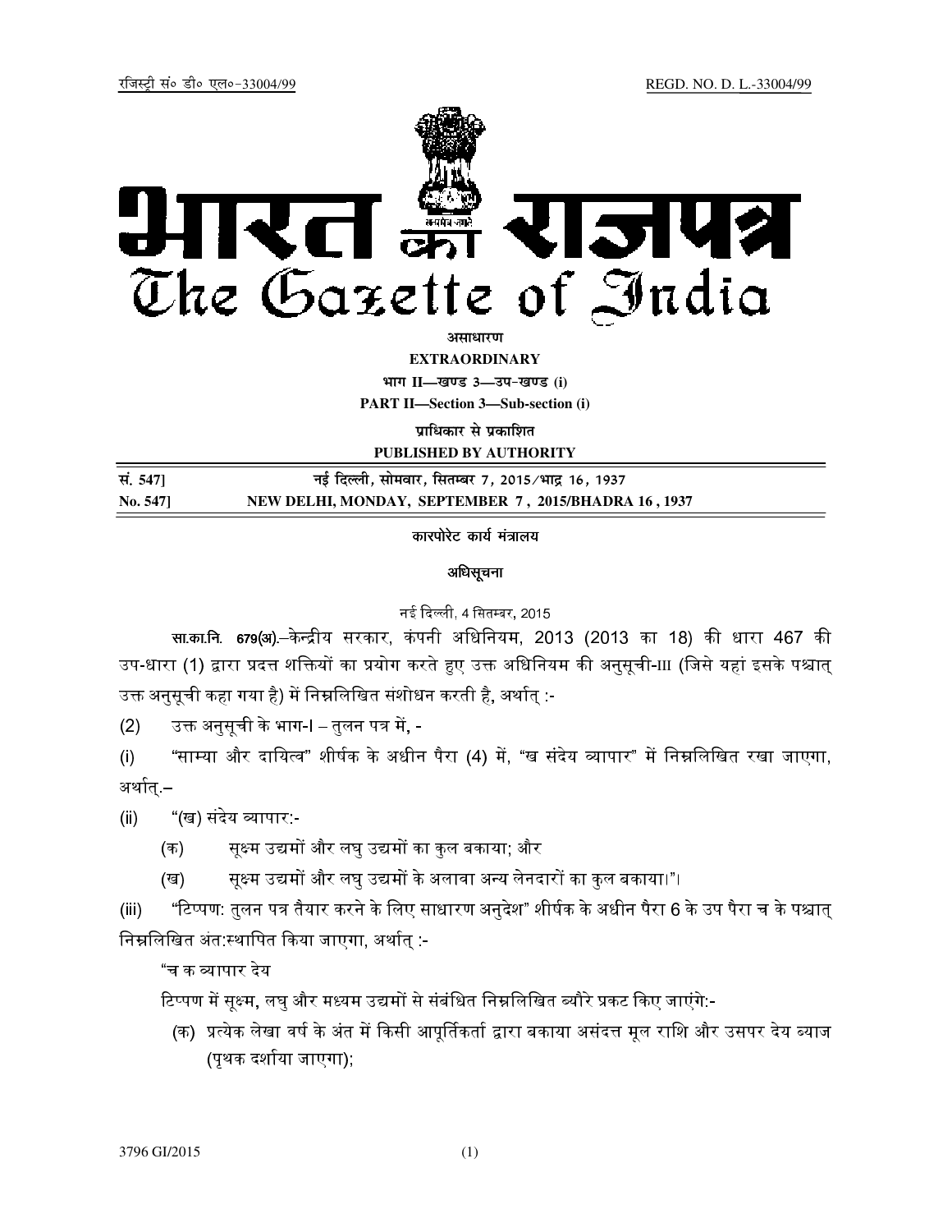रजिस्ट्री सं० डी० एल०-33004/99 REGD. NO. D. L.-33004/99

# भारत का राजपत्र
# The Gazette of India

**असाधारण**

**EXTRAORDINARY**

**भाग II—खण्ड 3—उप-खण्ड (i)**

**PART II—Section 3—Sub-section (i)**

**प्राधिकार से प्रकाशित**

**PUBLISHED BY AUTHORITY**

| | |
|---|---|
| **सं. 547]** | **नई दिल्ली, सोमवार, सितम्बर 7, 2015/भाद्र 16, 1937** |
| **No. 547]** | **NEW DELHI, MONDAY, SEPTEMBER 7, 2015/BHADRA 16, 1937** |

**कारपोरेट कार्य मंत्रालय**

**अधिसूचना**

नई दिल्ली, 4 सितम्बर, 2015

**सा.का.नि. 679(अ).**–केन्द्रीय सरकार, कंपनी अधिनियम, 2013 (2013 का 18) की धारा 467 की उप-धारा (1) द्वारा प्रदत्त शक्तियों का प्रयोग करते हुए उक्त अधिनियम की अनुसूची-III (जिसे यहां इसके पश्चात् उक्त अनुसूची कहा गया है) में निम्नलिखित संशोधन करती है, अर्थात् :-

(2) उक्त अनुसूची के भाग-I – तुलन पत्र में, -

(i) "साम्या और दायित्व" शीर्षक के अधीन पैरा (4) में, "ख संदेय व्यापार" में निम्नलिखित रखा जाएगा, अर्थात्.–

(ii) "(ख) संदेय व्यापार:-

(क) सूक्ष्म उद्यमों और लघु उद्यमों का कुल बकाया; और

(ख) सूक्ष्म उद्यमों और लघु उद्यमों के अलावा अन्य लेनदारों का कुल बकाया।"।

(iii) "टिप्पण: तुलन पत्र तैयार करने के लिए साधारण अनुदेश" शीर्षक के अधीन पैरा 6 के उप पैरा च के पश्चात् निम्नलिखित अंत:स्थापित किया जाएगा, अर्थात् :-

"च क व्यापार देय

टिप्पण में सूक्ष्म, लघु और मध्यम उद्यमों से संबंधित निम्नलिखित ब्यौरे प्रकट किए जाएंगे:-

(क) प्रत्येक लेखा वर्ष के अंत में किसी आपूर्तिकर्ता द्वारा बकाया असंदत्त मूल राशि और उसपर देय ब्याज (पृथक दर्शाया जाएगा);

3796 GI/2015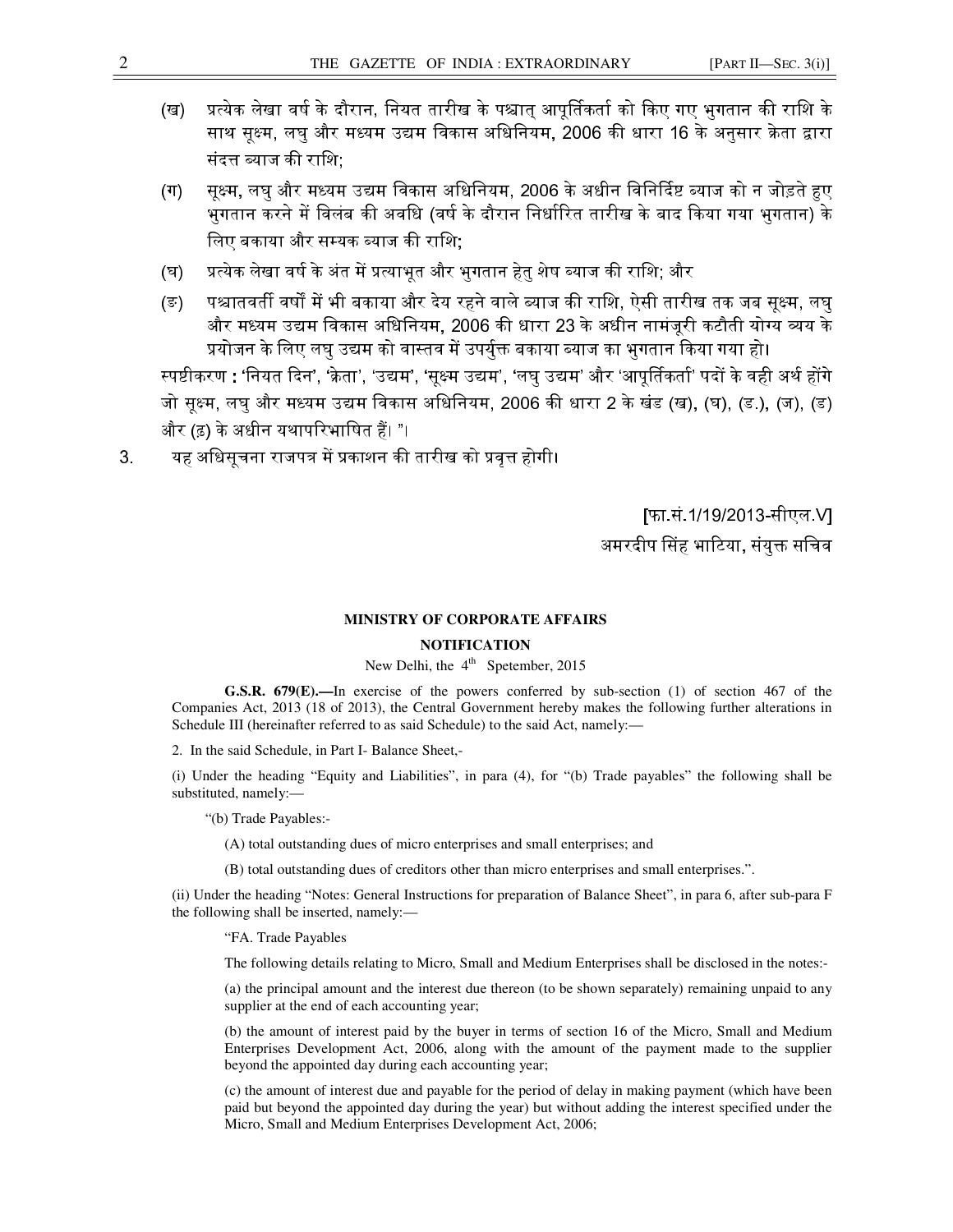(ख) प्रत्येक लेखा वर्ष के दौरान, नियत तारीख के पश्चात् आपूर्तिकर्ता को किए गए भुगतान की राशि के साथ सूक्ष्म, लघु और मध्यम उद्यम विकास अधिनियम, 2006 की धारा 16 के अनुसार क्रेता द्वारा संदत्त ब्याज की राशि;

(ग) सूक्ष्म, लघु और मध्यम उद्यम विकास अधिनियम, 2006 के अधीन विनिर्दिष्ट ब्याज को न जोड़ते हुए भुगतान करने में विलंब की अवधि (वर्ष के दौरान निर्धारित तारीख के बाद किया गया भुगतान) के लिए बकाया और सम्यक ब्याज की राशि;

(घ) प्रत्येक लेखा वर्ष के अंत में प्रत्याभूत और भुगतान हेतु शेष ब्याज की राशि; और

(ङ) पश्चातवर्ती वर्षों में भी बकाया और देय रहने वाले ब्याज की राशि, ऐसी तारीख तक जब सूक्ष्म, लघु और मध्यम उद्यम विकास अधिनियम, 2006 की धारा 23 के अधीन नामंजूरी कटौती योग्य व्यय के प्रयोजन के लिए लघु उद्यम को वास्तव में उपर्युक्त बकाया ब्याज का भुगतान किया गया हो।

स्पष्टीकरण : 'नियत दिन', 'क्रेता', 'उद्यम', 'सूक्ष्म उद्यम', 'लघु उद्यम' और 'आपूर्तिकर्ता' पदों के वही अर्थ होंगे जो सूक्ष्म, लघु और मध्यम उद्यम विकास अधिनियम, 2006 की धारा 2 के खंड (ख), (घ), (ङ.), (ज), (ड) और (ढ) के अधीन यथापरिभाषित हैं। "।

3. यह अधिसूचना राजपत्र में प्रकाशन की तारीख को प्रवृत्त होगी।

[फा.सं.1/19/2013-सीएल.V]

अमरदीप सिंह भाटिया, संयुक्त सचिव

## MINISTRY OF CORPORATE AFFAIRS

## NOTIFICATION

New Delhi, the 4th Spetember, 2015

**G.S.R. 679(E).—**In exercise of the powers conferred by sub-section (1) of section 467 of the Companies Act, 2013 (18 of 2013), the Central Government hereby makes the following further alterations in Schedule III (hereinafter referred to as said Schedule) to the said Act, namely:—

2. In the said Schedule, in Part I- Balance Sheet,-

(i) Under the heading "Equity and Liabilities", in para (4), for "(b) Trade payables" the following shall be substituted, namely:—

"(b) Trade Payables:-

(A) total outstanding dues of micro enterprises and small enterprises; and

(B) total outstanding dues of creditors other than micro enterprises and small enterprises.".

(ii) Under the heading "Notes: General Instructions for preparation of Balance Sheet", in para 6, after sub-para F the following shall be inserted, namely:—

"FA. Trade Payables

The following details relating to Micro, Small and Medium Enterprises shall be disclosed in the notes:-

(a) the principal amount and the interest due thereon (to be shown separately) remaining unpaid to any supplier at the end of each accounting year;

(b) the amount of interest paid by the buyer in terms of section 16 of the Micro, Small and Medium Enterprises Development Act, 2006, along with the amount of the payment made to the supplier beyond the appointed day during each accounting year;

(c) the amount of interest due and payable for the period of delay in making payment (which have been paid but beyond the appointed day during the year) but without adding the interest specified under the Micro, Small and Medium Enterprises Development Act, 2006;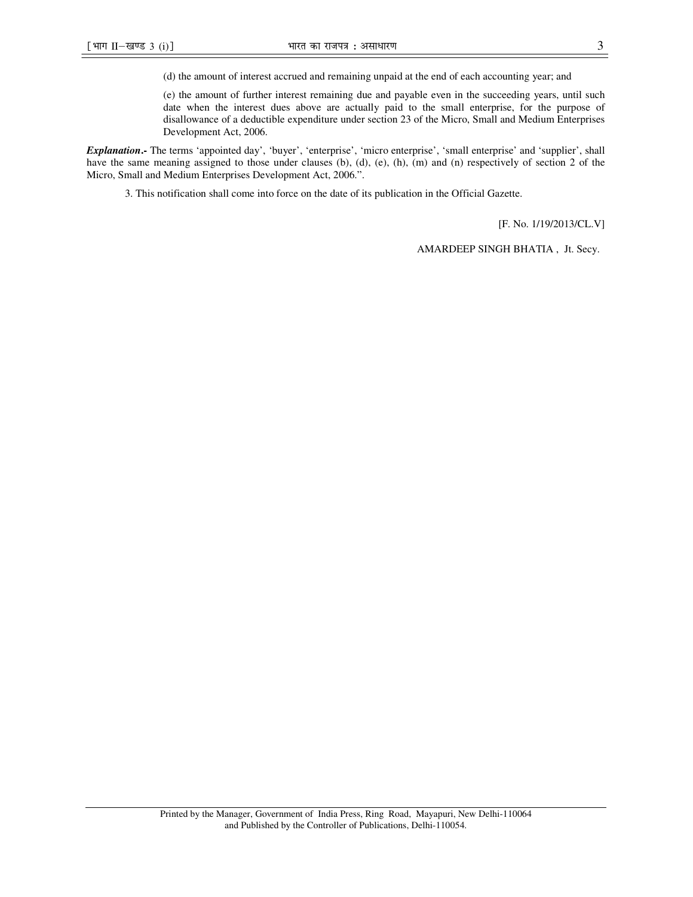(d) the amount of interest accrued and remaining unpaid at the end of each accounting year; and

(e) the amount of further interest remaining due and payable even in the succeeding years, until such date when the interest dues above are actually paid to the small enterprise, for the purpose of disallowance of a deductible expenditure under section 23 of the Micro, Small and Medium Enterprises Development Act, 2006.

***Explanation*.-** The terms 'appointed day', 'buyer', 'enterprise', 'micro enterprise', 'small enterprise' and 'supplier', shall have the same meaning assigned to those under clauses (b), (d), (e), (h), (m) and (n) respectively of section 2 of the Micro, Small and Medium Enterprises Development Act, 2006.".

3. This notification shall come into force on the date of its publication in the Official Gazette.

[F. No. 1/19/2013/CL.V]

AMARDEEP SINGH BHATIA , Jt. Secy.

Printed by the Manager, Government of India Press, Ring Road, Mayapuri, New Delhi-110064 and Published by the Controller of Publications, Delhi-110054.